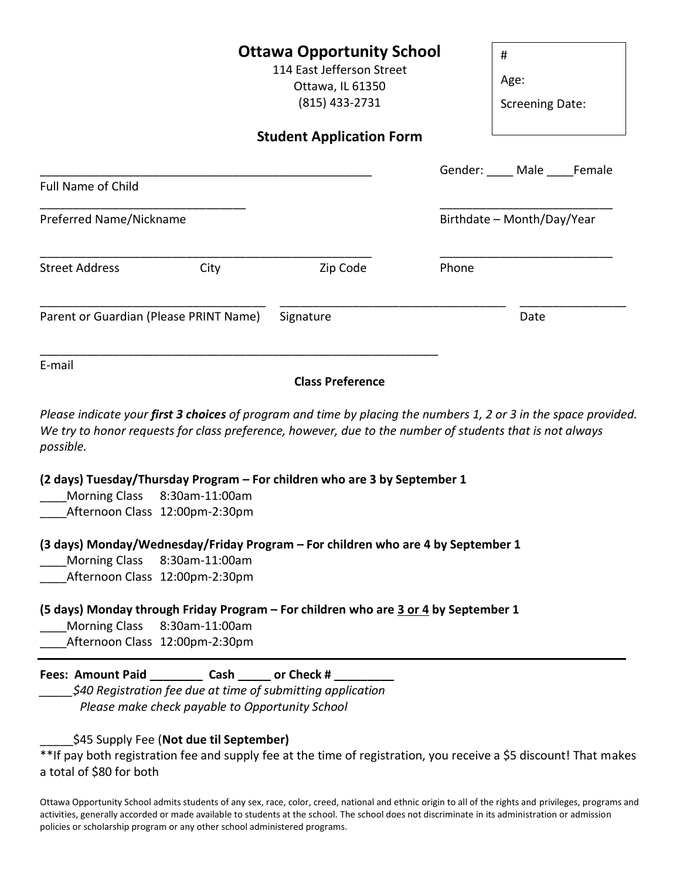# Ottawa Opportunity School

114 East Jefferson Street
Ottawa, IL 61350
(815) 433-2731

#
Age:
Screening Date:

## Student Application Form

___________________________________________________ Gender: ____ Male ____Female
Full Name of Child

_______________________________ __________________________
Preferred Name/Nickname Birthdate – Month/Day/Year

___________________________________________________ __________________________
Street Address City Zip Code Phone

_________________________________ __________________________________ ________________
Parent or Guardian (Please PRINT Name) Signature Date

_____________________________________________________________
E-mail

**Class Preference**

*Please indicate your **first 3 choices** of program and time by placing the numbers 1, 2 or 3 in the space provided. We try to honor requests for class preference, however, due to the number of students that is not always possible.*

**(2 days) Tuesday/Thursday Program – For children who are 3 by September 1**

____Morning Class 8:30am-11:00am
____Afternoon Class 12:00pm-2:30pm

**(3 days) Monday/Wednesday/Friday Program – For children who are 4 by September 1**

____Morning Class 8:30am-11:00am
____Afternoon Class 12:00pm-2:30pm

**(5 days) Monday through Friday Program – For children who are 3 or 4 by September 1**

____Morning Class 8:30am-11:00am
____Afternoon Class 12:00pm-2:30pm

---

**Fees: Amount Paid ________ Cash _____ or Check # _________**

_____*$40 Registration fee due at time of submitting application*
*Please make check payable to Opportunity School*

_____$45 Supply Fee (**Not due til September)**

**If pay both registration fee and supply fee at the time of registration, you receive a $5 discount! That makes a total of $80 for both

Ottawa Opportunity School admits students of any sex, race, color, creed, national and ethnic origin to all of the rights and privileges, programs and activities, generally accorded or made available to students at the school. The school does not discriminate in its administration or admission policies or scholarship program or any other school administered programs.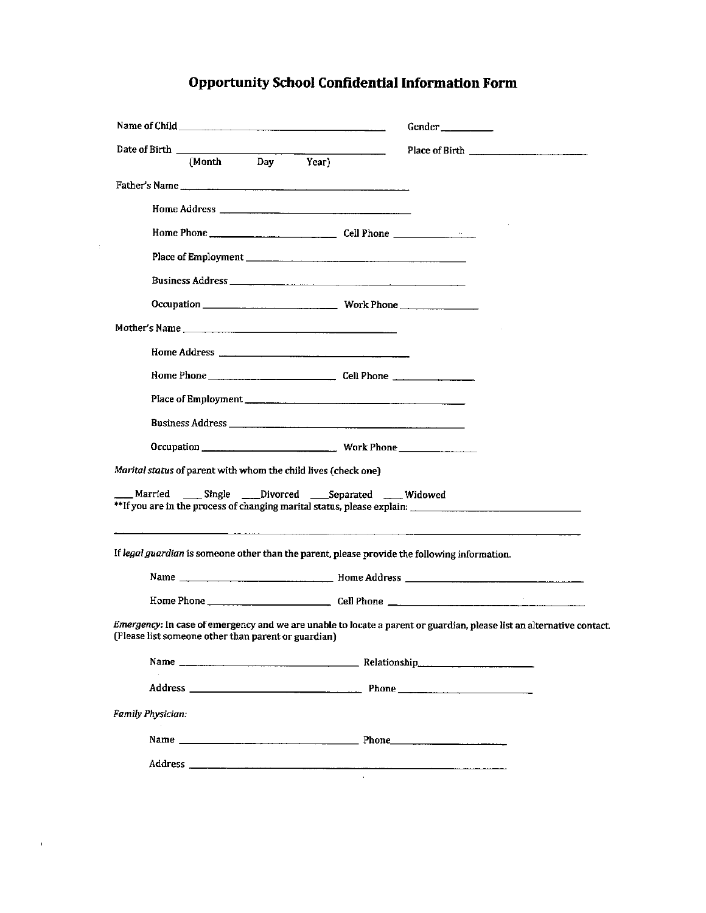# Opportunity School Confidential Information Form

Name of Child ______________________________ Gender __________

Date of Birth ______________________________ Place of Birth ______________________
(Month Day Year)

Father's Name ______________________________

Home Address ______________________________

Home Phone ____________________ Cell Phone ______________

Place of Employment ______________________________

Business Address ______________________________

Occupation ____________________ Work Phone ______________

Mother's Name ______________________________

Home Address ______________________________

Home Phone ____________________ Cell Phone ______________

Place of Employment ______________________________

Business Address ______________________________

Occupation ____________________ Work Phone ______________

*Marital status* of parent with whom the child lives (check one)

____ Married ____ Single ____ Divorced ____ Separated ____ Widowed

**If you are in the process of changing marital status, please explain: ______________________________

______________________________________________________________________

If *legal guardian* is someone other than the parent, please provide the following information.

Name ____________________ Home Address ______________________________

Home Phone ____________________ Cell Phone ______________________________

*Emergency*: In case of emergency and we are unable to locate a parent or guardian, please list an alternative contact. (Please list someone other than parent or guardian)

Name ______________________________ Relationship ____________________

Address ______________________________ Phone ____________________

*Family Physician:*

Name ______________________________ Phone ____________________

Address ______________________________________________________________________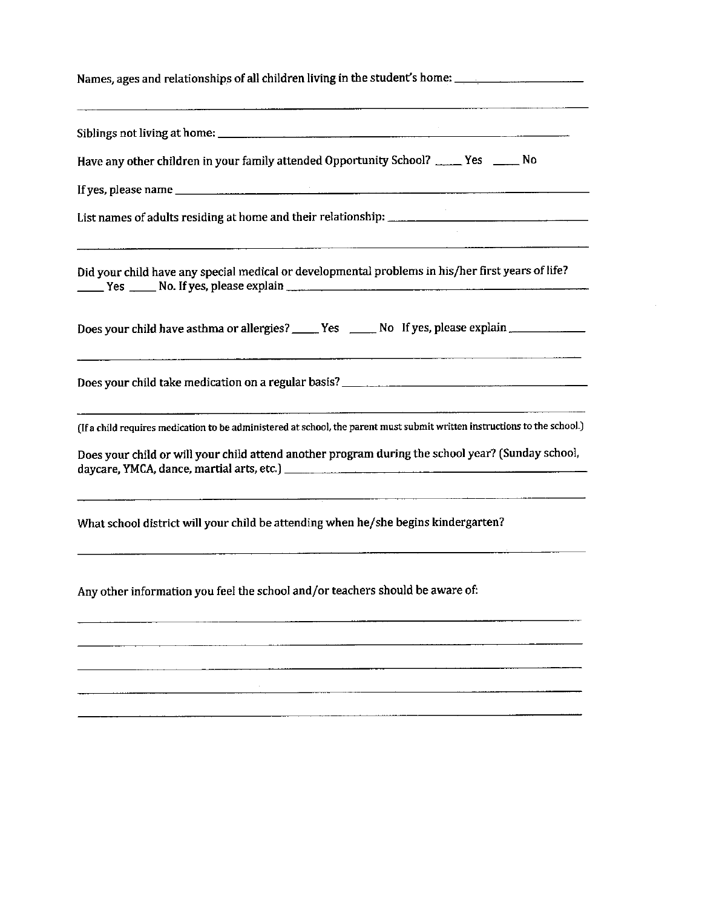Names, ages and relationships of all children living in the student's home: ____________________

________________________________________________________________________________

Siblings not living at home: ______________________________________________________

Have any other children in your family attended Opportunity School? ____ Yes ____ No

If yes, please name ______________________________________________________________

List names of adults residing at home and their relationship: ______________________________

________________________________________________________________________________

Did your child have any special medical or developmental problems in his/her first years of life? ____ Yes ____ No. If yes, please explain ______________________________________________

Does your child have asthma or allergies? ____ Yes ____ No If yes, please explain ____________

________________________________________________________________________________

Does your child take medication on a regular basis? ____________________________________

________________________________________________________________________________

(If a child requires medication to be administered at school, the parent must submit written instructions to the school.)

Does your child or will your child attend another program during the school year? (Sunday school, daycare, YMCA, dance, martial arts, etc.) ____________________________________________

________________________________________________________________________________

What school district will your child be attending when he/she begins kindergarten?

________________________________________________________________________________

Any other information you feel the school and/or teachers should be aware of:

________________________________________________________________________________

________________________________________________________________________________

________________________________________________________________________________

________________________________________________________________________________

________________________________________________________________________________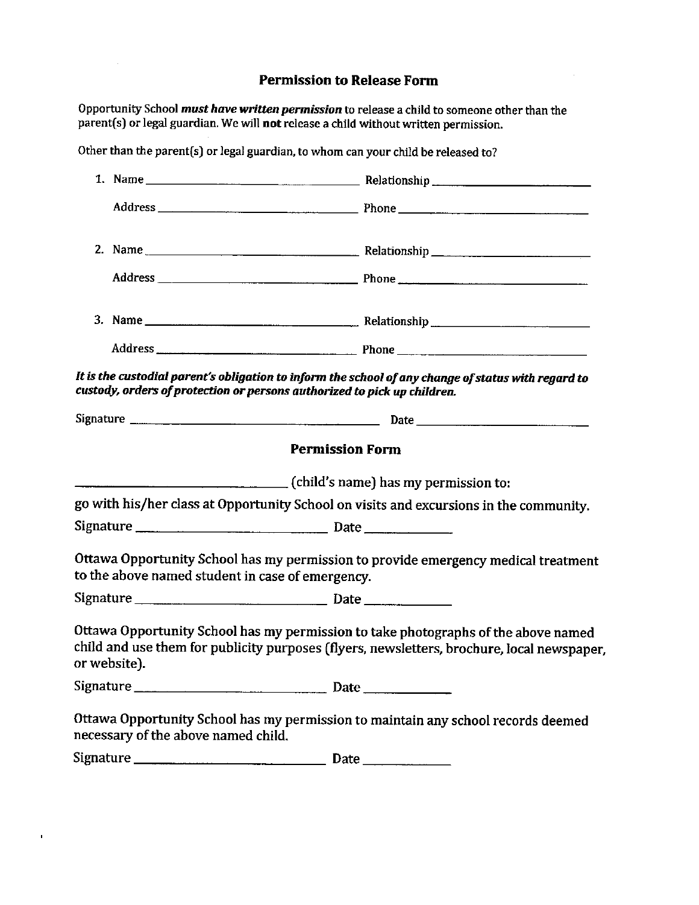## Permission to Release Form

Opportunity School ***must have written permission*** to release a child to someone other than the parent(s) or legal guardian. We will **not** release a child without written permission.

Other than the parent(s) or legal guardian, to whom can your child be released to?

1. Name ______________________________ Relationship ______________________

   Address ______________________________ Phone ___________________________

2. Name ______________________________ Relationship ______________________

   Address ______________________________ Phone ___________________________

3. Name ______________________________ Relationship ______________________

   Address ______________________________ Phone ___________________________

***It is the custodial parent's obligation to inform the school of any change of status with regard to custody, orders of protection or persons authorized to pick up children.***

Signature ______________________________________ Date ______________________

## Permission Form

______________________________ (child's name) has my permission to:

go with his/her class at Opportunity School on visits and excursions in the community.

Signature ___________________________ Date ___________

Ottawa Opportunity School has my permission to provide emergency medical treatment to the above named student in case of emergency.

Signature ___________________________ Date ___________

Ottawa Opportunity School has my permission to take photographs of the above named child and use them for publicity purposes (flyers, newsletters, brochure, local newspaper, or website).

Signature ___________________________ Date ___________

Ottawa Opportunity School has my permission to maintain any school records deemed necessary of the above named child.

Signature ___________________________ Date ___________